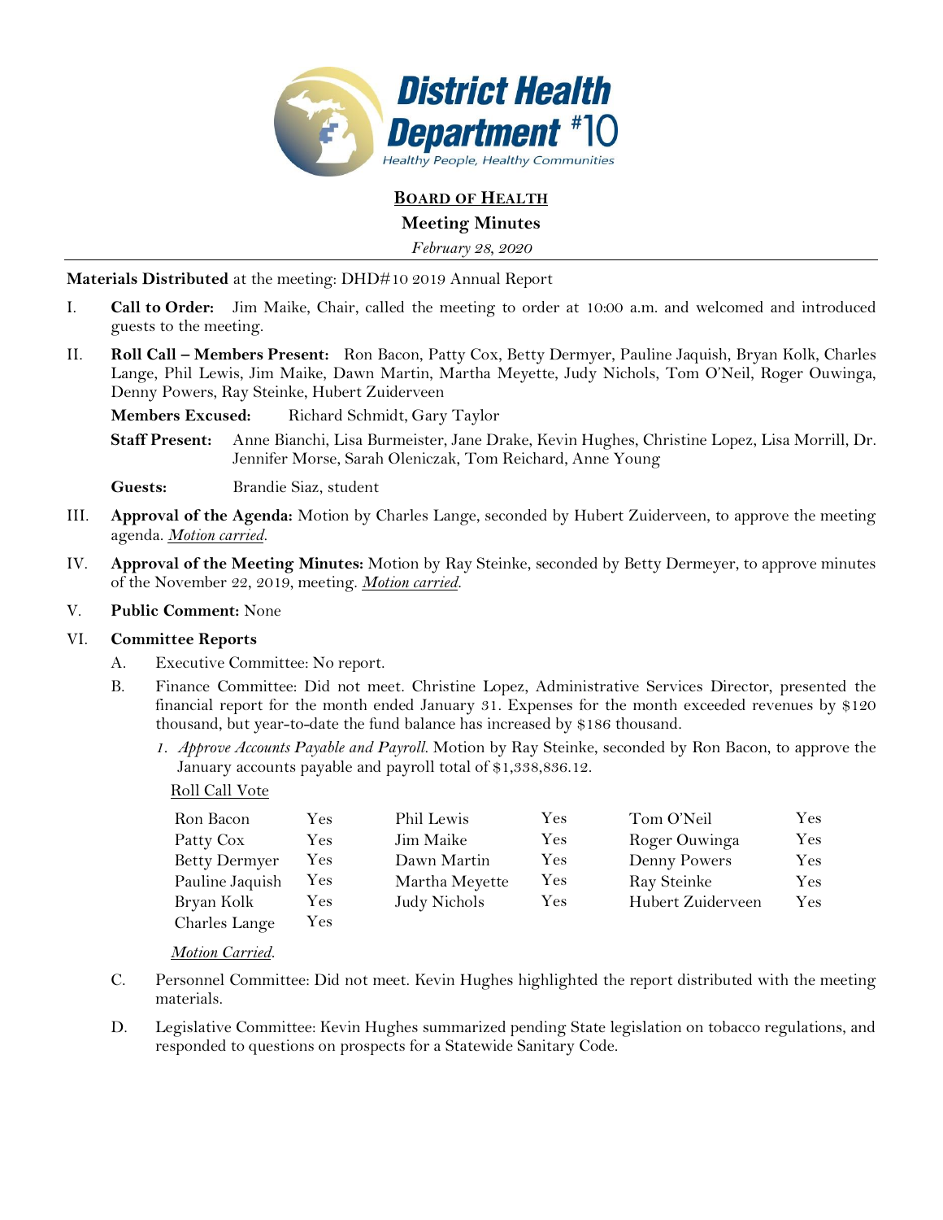District Health Department #10

Healthy People, Healthy Communities

## BOARD OF HEALTH

### Meeting Minutes

*February 28, 2020*

**Materials Distributed** at the meeting: DHD#10 2019 Annual Report

I. **Call to Order:** Jim Maike, Chair, called the meeting to order at 10:00 a.m. and welcomed and introduced guests to the meeting.

II. **Roll Call – Members Present:** Ron Bacon, Patty Cox, Betty Dermyer, Pauline Jaquish, Bryan Kolk, Charles Lange, Phil Lewis, Jim Maike, Dawn Martin, Martha Meyette, Judy Nichols, Tom O'Neil, Roger Ouwinga, Denny Powers, Ray Steinke, Hubert Zuiderveen

**Members Excused:** Richard Schmidt, Gary Taylor

**Staff Present:** Anne Bianchi, Lisa Burmeister, Jane Drake, Kevin Hughes, Christine Lopez, Lisa Morrill, Dr. Jennifer Morse, Sarah Oleniczak, Tom Reichard, Anne Young

**Guests:** Brandie Siaz, student

III. **Approval of the Agenda:** Motion by Charles Lange, seconded by Hubert Zuiderveen, to approve the meeting agenda. ***Motion carried***.

IV. **Approval of the Meeting Minutes:** Motion by Ray Steinke, seconded by Betty Dermeyer, to approve minutes of the November 22, 2019, meeting. ***Motion carried***.

V. **Public Comment:** None

VI. **Committee Reports**

A. Executive Committee: No report.

B. Finance Committee: Did not meet. Christine Lopez, Administrative Services Director, presented the financial report for the month ended January 31. Expenses for the month exceeded revenues by $120 thousand, but year-to-date the fund balance has increased by $186 thousand.

1. *Approve Accounts Payable and Payroll.* Motion by Ray Steinke, seconded by Ron Bacon, to approve the January accounts payable and payroll total of $1,338,836.12.

Roll Call Vote

| | | | | | |
|---|---|---|---|---|---|
| Ron Bacon | Yes | Phil Lewis | Yes | Tom O'Neil | Yes |
| Patty Cox | Yes | Jim Maike | Yes | Roger Ouwinga | Yes |
| Betty Dermyer | Yes | Dawn Martin | Yes | Denny Powers | Yes |
| Pauline Jaquish | Yes | Martha Meyette | Yes | Ray Steinke | Yes |
| Bryan Kolk | Yes | Judy Nichols | Yes | Hubert Zuiderveen | Yes |
| Charles Lange | Yes | | | | |

***Motion Carried***.

C. Personnel Committee: Did not meet. Kevin Hughes highlighted the report distributed with the meeting materials.

D. Legislative Committee: Kevin Hughes summarized pending State legislation on tobacco regulations, and responded to questions on prospects for a Statewide Sanitary Code.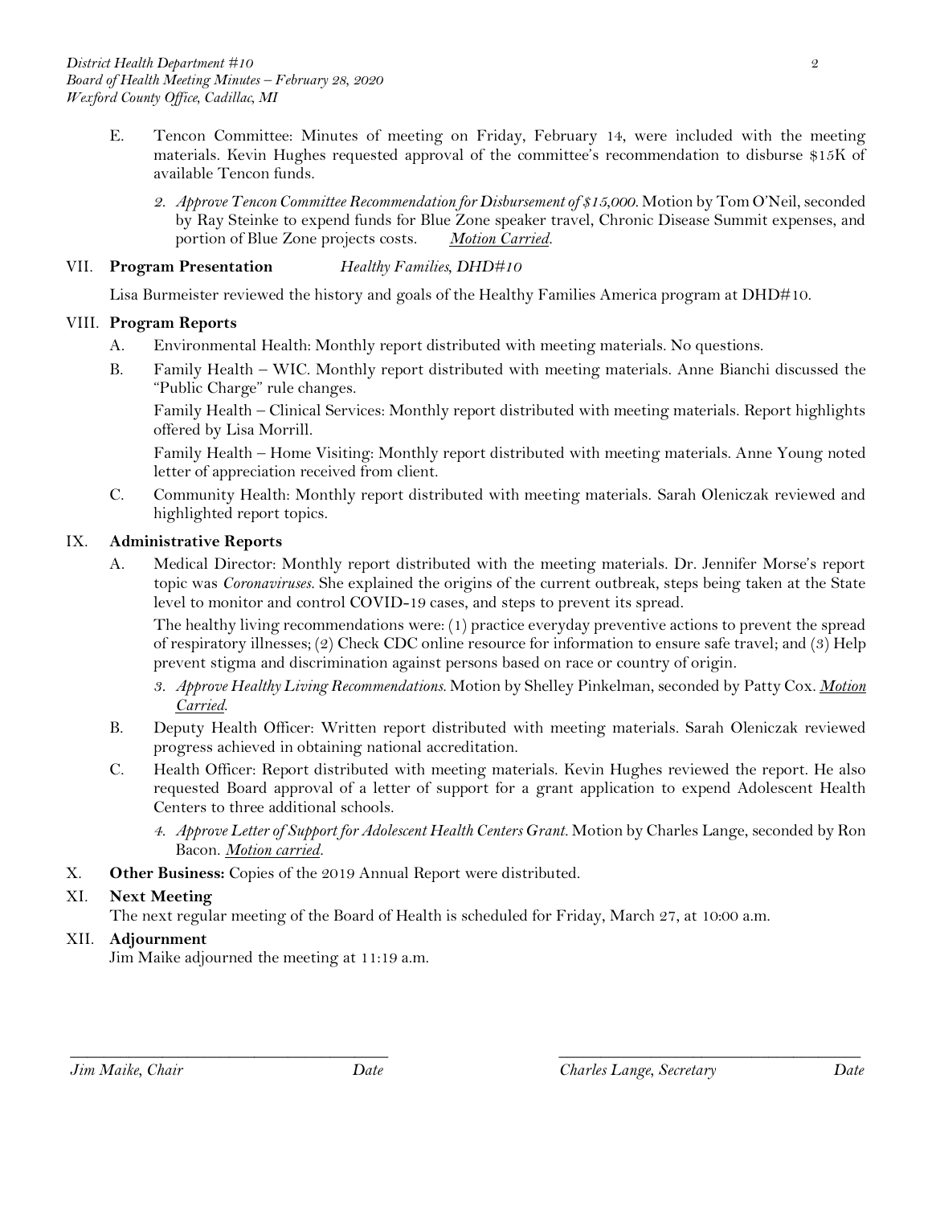E. Tencon Committee: Minutes of meeting on Friday, February 14, were included with the meeting materials. Kevin Hughes requested approval of the committee's recommendation to disburse $15K of available Tencon funds.

   2. *Approve Tencon Committee Recommendation for Disbursement of $15,000.* Motion by Tom O'Neil, seconded by Ray Steinke to expend funds for Blue Zone speaker travel, Chronic Disease Summit expenses, and portion of Blue Zone projects costs. *Motion Carried.*

## VII. Program Presentation — *Healthy Families, DHD#10*

Lisa Burmeister reviewed the history and goals of the Healthy Families America program at DHD#10.

## VIII. Program Reports

A. Environmental Health: Monthly report distributed with meeting materials. No questions.

B. Family Health – WIC. Monthly report distributed with meeting materials. Anne Bianchi discussed the "Public Charge" rule changes.

   Family Health – Clinical Services: Monthly report distributed with meeting materials. Report highlights offered by Lisa Morrill.

   Family Health – Home Visiting: Monthly report distributed with meeting materials. Anne Young noted letter of appreciation received from client.

C. Community Health: Monthly report distributed with meeting materials. Sarah Oleniczak reviewed and highlighted report topics.

## IX. Administrative Reports

A. Medical Director: Monthly report distributed with the meeting materials. Dr. Jennifer Morse's report topic was *Coronaviruses*. She explained the origins of the current outbreak, steps being taken at the State level to monitor and control COVID-19 cases, and steps to prevent its spread.

   The healthy living recommendations were: (1) practice everyday preventive actions to prevent the spread of respiratory illnesses; (2) Check CDC online resource for information to ensure safe travel; and (3) Help prevent stigma and discrimination against persons based on race or country of origin.

   3. *Approve Healthy Living Recommendations.* Motion by Shelley Pinkelman, seconded by Patty Cox. *Motion Carried.*

B. Deputy Health Officer: Written report distributed with meeting materials. Sarah Oleniczak reviewed progress achieved in obtaining national accreditation.

C. Health Officer: Report distributed with meeting materials. Kevin Hughes reviewed the report. He also requested Board approval of a letter of support for a grant application to expend Adolescent Health Centers to three additional schools.

   4. *Approve Letter of Support for Adolescent Health Centers Grant.* Motion by Charles Lange, seconded by Ron Bacon. *Motion carried.*

## X. Other Business:

Copies of the 2019 Annual Report were distributed.

## XI. Next Meeting

The next regular meeting of the Board of Health is scheduled for Friday, March 27, at 10:00 a.m.

## XII. Adjournment

Jim Maike adjourned the meeting at 11:19 a.m.

\_\_\_\_\_\_\_\_\_\_\_\_\_\_\_\_\_\_\_\_\_\_\_\_\_\_\_\_\_\_\_\_\_\_\_\_
*Jim Maike, Chair* — *Date*

\_\_\_\_\_\_\_\_\_\_\_\_\_\_\_\_\_\_\_\_\_\_\_\_\_\_\_\_\_\_\_\_\_\_\_\_
*Charles Lange, Secretary* — *Date*